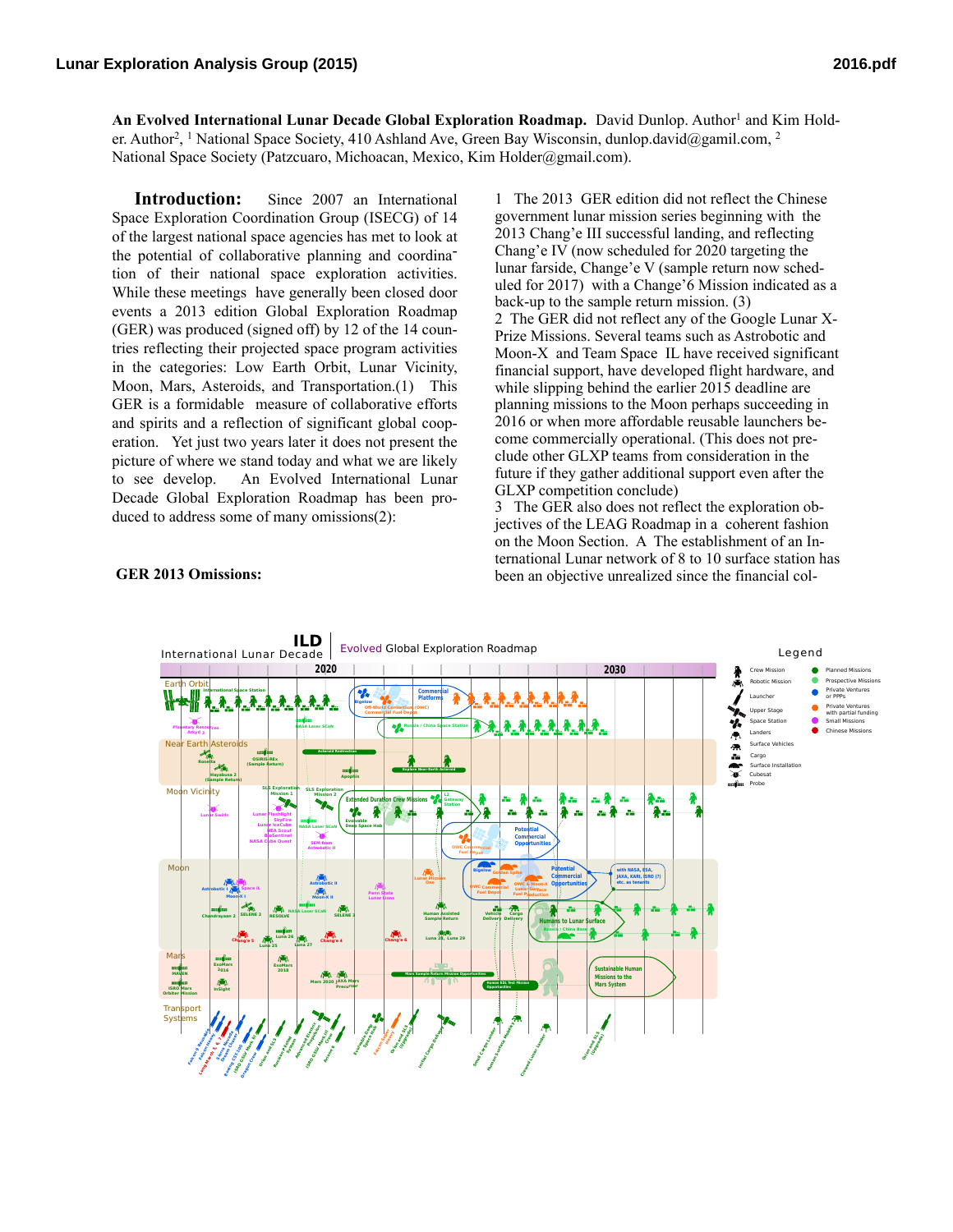**An Evolved International Lunar Decade Global Exploration Roadmap.** David Dunlop. Author[1] and Kim Holder. Author[2], [1] National Space Society, 410 Ashland Ave, Green Bay Wisconsin, dunlop.david@gamil.com, [2] National Space Society (Patzcuaro, Michoacan, Mexico, Kim Holder@gmail.com).

**Introduction:** Since 2007 an International Space Exploration Coordination Group (ISECG) of 14 of the largest national space agencies has met to look at the potential of collaborative planning and coordination of their national space exploration activities. While these meetings have generally been closed door events a 2013 edition Global Exploration Roadmap (GER) was produced (signed off) by 12 of the 14 countries reflecting their projected space program activities in the categories: Low Earth Orbit, Lunar Vicinity, Moon, Mars, Asteroids, and Transportation.(1) This GER is a formidable measure of collaborative efforts and spirits and a reflection of significant global cooperation. Yet just two years later it does not present the picture of where we stand today and what we are likely to see develop. An Evolved International Lunar Decade Global Exploration Roadmap has been produced to address some of many omissions(2):

**GER 2013 Omissions:**

1 The 2013 GER edition did not reflect the Chinese government lunar mission series beginning with the 2013 Chang'e III successful landing, and reflecting Chang'e IV (now scheduled for 2020 targeting the lunar farside, Change'e V (sample return now scheduled for 2017) with a Change'6 Mission indicated as a back-up to the sample return mission. (3)

2 The GER did not reflect any of the Google Lunar X-Prize Missions. Several teams such as Astrobotic and Moon-X and Team Space IL have received significant financial support, have developed flight hardware, and while slipping behind the earlier 2015 deadline are planning missions to the Moon perhaps succeeding in 2016 or when more affordable reusable launchers become commercially operational. (This does not preclude other GLXP teams from consideration in the future if they gather additional support even after the GLXP competition conclude)

3 The GER also does not reflect the exploration objectives of the LEAG Roadmap in a coherent fashion on the Moon Section. A The establishment of an International Lunar network of 8 to 10 surface station has been an objective unrealized since the financial col-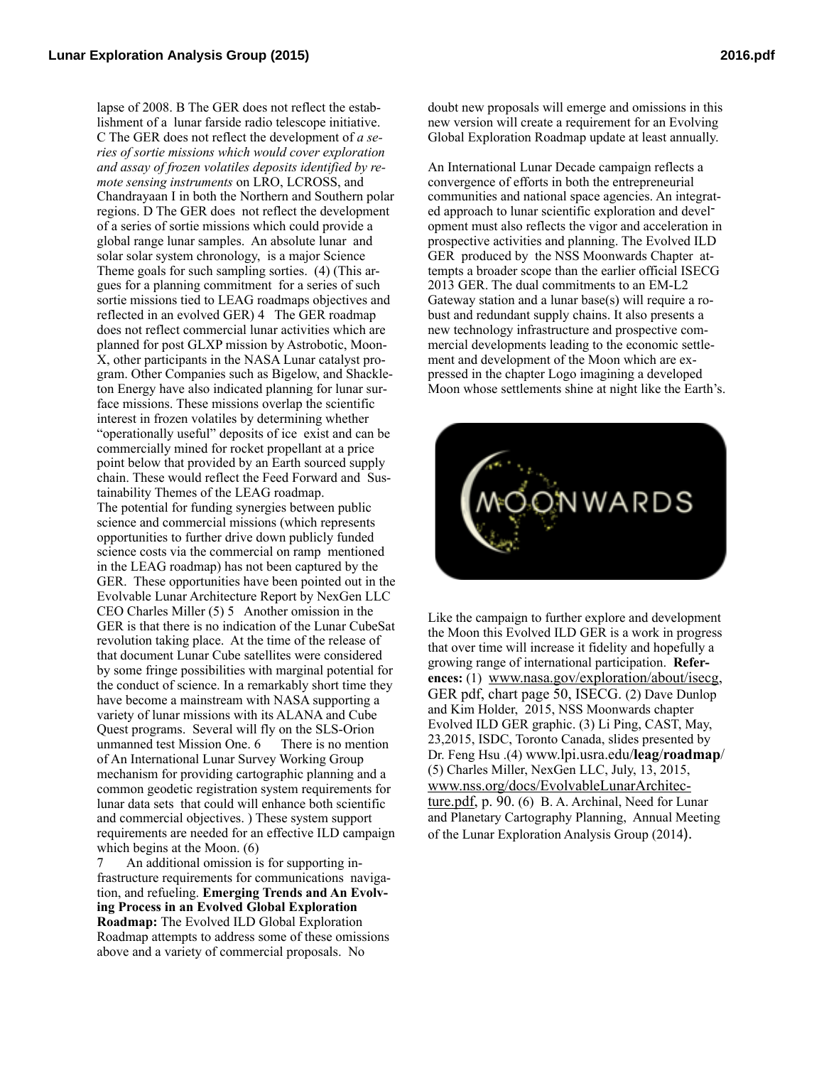lapse of 2008. B The GER does not reflect the establishment of a lunar farside radio telescope initiative. C The GER does not reflect the development of *a series of sortie missions which would cover exploration and assay of frozen volatiles deposits identified by remote sensing instruments* on LRO, LCROSS, and Chandrayaan I in both the Northern and Southern polar regions. D The GER does not reflect the development of a series of sortie missions which could provide a global range lunar samples. An absolute lunar and solar solar system chronology, is a major Science Theme goals for such sampling sorties. (4) (This argues for a planning commitment for a series of such sortie missions tied to LEAG roadmaps objectives and reflected in an evolved GER) 4 The GER roadmap does not reflect commercial lunar activities which are planned for post GLXP mission by Astrobotic, Moon-X, other participants in the NASA Lunar catalyst program. Other Companies such as Bigelow, and Shackleton Energy have also indicated planning for lunar surface missions. These missions overlap the scientific interest in frozen volatiles by determining whether "operationally useful" deposits of ice exist and can be commercially mined for rocket propellant at a price point below that provided by an Earth sourced supply chain. These would reflect the Feed Forward and Sustainability Themes of the LEAG roadmap.

The potential for funding synergies between public science and commercial missions (which represents opportunities to further drive down publicly funded science costs via the commercial on ramp mentioned in the LEAG roadmap) has not been captured by the GER. These opportunities have been pointed out in the Evolvable Lunar Architecture Report by NexGen LLC CEO Charles Miller (5) 5 Another omission in the GER is that there is no indication of the Lunar CubeSat revolution taking place. At the time of the release of that document Lunar Cube satellites were considered by some fringe possibilities with marginal potential for the conduct of science. In a remarkably short time they have become a mainstream with NASA supporting a variety of lunar missions with its ALANA and Cube Quest programs. Several will fly on the SLS-Orion unmanned test Mission One. 6 There is no mention of An International Lunar Survey Working Group mechanism for providing cartographic planning and a common geodetic registration system requirements for lunar data sets that could will enhance both scientific and commercial objectives. ) These system support requirements are needed for an effective ILD campaign which begins at the Moon. (6)

7 An additional omission is for supporting infrastructure requirements for communications navigation, and refueling. **Emerging Trends and An Evolving Process in an Evolved Global Exploration Roadmap:** The Evolved ILD Global Exploration Roadmap attempts to address some of these omissions above and a variety of commercial proposals. No doubt new proposals will emerge and omissions in this new version will create a requirement for an Evolving Global Exploration Roadmap update at least annually.

An International Lunar Decade campaign reflects a convergence of efforts in both the entrepreneurial communities and national space agencies. An integrated approach to lunar scientific exploration and development must also reflects the vigor and acceleration in prospective activities and planning. The Evolved ILD GER produced by the NSS Moonwards Chapter attempts a broader scope than the earlier official ISECG 2013 GER. The dual commitments to an EM-L2 Gateway station and a lunar base(s) will require a robust and redundant supply chains. It also presents a new technology infrastructure and prospective commercial developments leading to the economic settlement and development of the Moon which are expressed in the chapter Logo imagining a developed Moon whose settlements shine at night like the Earth's.

MOONWARDS

Like the campaign to further explore and development the Moon this Evolved ILD GER is a work in progress that over time will increase it fidelity and hopefully a growing range of international participation. **References:** (1) www.nasa.gov/exploration/about/isecg, GER pdf, chart page 50, ISECG. (2) Dave Dunlop and Kim Holder, 2015, NSS Moonwards chapter Evolved ILD GER graphic. (3) Li Ping, CAST, May, 23,2015, ISDC, Toronto Canada, slides presented by Dr. Feng Hsu .(4) www.lpi.usra.edu/**leag**/**roadmap**/ (5) Charles Miller, NexGen LLC, July, 13, 2015, www.nss.org/docs/EvolvableLunarArchitecture.pdf, p. 90. (6) B. A. Archinal, Need for Lunar and Planetary Cartography Planning, Annual Meeting of the Lunar Exploration Analysis Group (2014).